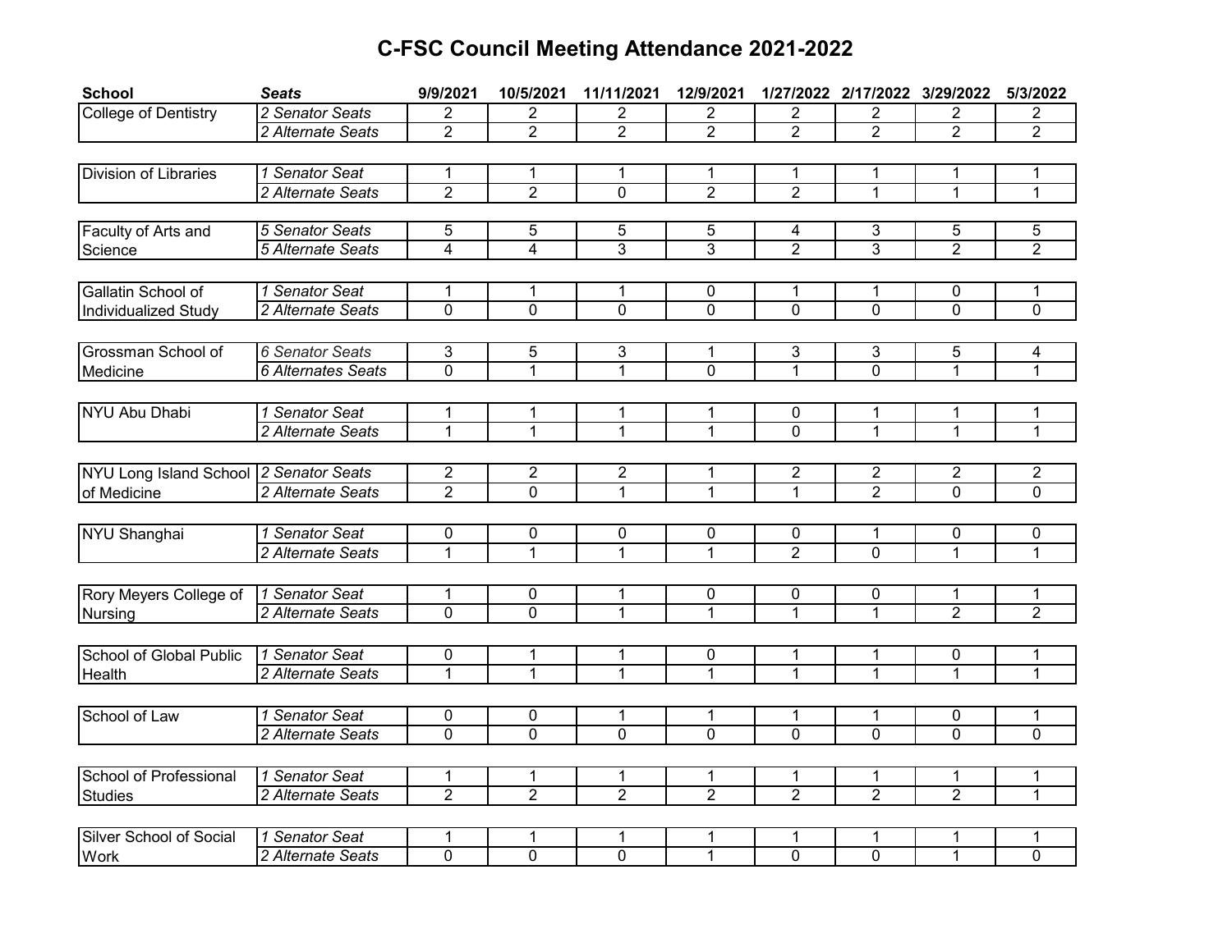# C-FSC Council Meeting Attendance 2021-2022

| School | *Seats* | 9/9/2021 | 10/5/2021 | 11/11/2021 | 12/9/2021 | 1/27/2022 | 2/17/2022 | 3/29/2022 | 5/3/2022 |
|---|---|---|---|---|---|---|---|---|---|
| College of Dentistry | *2 Senator Seats* | 2 | 2 | 2 | 2 | 2 | 2 | 2 | 2 |
| | *2 Alternate Seats* | 2 | 2 | 2 | 2 | 2 | 2 | 2 | 2 |
| Division of Libraries | *1 Senator Seat* | 1 | 1 | 1 | 1 | 1 | 1 | 1 | 1 |
| | *2 Alternate Seats* | 2 | 2 | 0 | 2 | 2 | 1 | 1 | 1 |
| Faculty of Arts and Science | *5 Senator Seats* | 5 | 5 | 5 | 5 | 4 | 3 | 5 | 5 |
| | *5 Alternate Seats* | 4 | 4 | 3 | 3 | 2 | 3 | 2 | 2 |
| Gallatin School of Individualized Study | *1 Senator Seat* | 1 | 1 | 1 | 0 | 1 | 1 | 0 | 1 |
| | *2 Alternate Seats* | 0 | 0 | 0 | 0 | 0 | 0 | 0 | 0 |
| Grossman School of Medicine | *6 Senator Seats* | 3 | 5 | 3 | 1 | 3 | 3 | 5 | 4 |
| | *6 Alternates Seats* | 0 | 1 | 1 | 0 | 1 | 0 | 1 | 1 |
| NYU Abu Dhabi | *1 Senator Seat* | 1 | 1 | 1 | 1 | 0 | 1 | 1 | 1 |
| | *2 Alternate Seats* | 1 | 1 | 1 | 1 | 0 | 1 | 1 | 1 |
| NYU Long Island School of Medicine | *2 Senator Seats* | 2 | 2 | 2 | 1 | 2 | 2 | 2 | 2 |
| | *2 Alternate Seats* | 2 | 0 | 1 | 1 | 1 | 2 | 0 | 0 |
| NYU Shanghai | *1 Senator Seat* | 0 | 0 | 0 | 0 | 0 | 1 | 0 | 0 |
| | *2 Alternate Seats* | 1 | 1 | 1 | 1 | 2 | 0 | 1 | 1 |
| Rory Meyers College of Nursing | *1 Senator Seat* | 1 | 0 | 1 | 0 | 0 | 0 | 1 | 1 |
| | *2 Alternate Seats* | 0 | 0 | 1 | 1 | 1 | 1 | 2 | 2 |
| School of Global Public Health | *1 Senator Seat* | 0 | 1 | 1 | 0 | 1 | 1 | 0 | 1 |
| | *2 Alternate Seats* | 1 | 1 | 1 | 1 | 1 | 1 | 1 | 1 |
| School of Law | *1 Senator Seat* | 0 | 0 | 1 | 1 | 1 | 1 | 0 | 1 |
| | *2 Alternate Seats* | 0 | 0 | 0 | 0 | 0 | 0 | 0 | 0 |
| School of Professional Studies | *1 Senator Seat* | 1 | 1 | 1 | 1 | 1 | 1 | 1 | 1 |
| | *2 Alternate Seats* | 2 | 2 | 2 | 2 | 2 | 2 | 2 | 1 |
| Silver School of Social Work | *1 Senator Seat* | 1 | 1 | 1 | 1 | 1 | 1 | 1 | 1 |
| | *2 Alternate Seats* | 0 | 0 | 0 | 1 | 0 | 0 | 1 | 0 |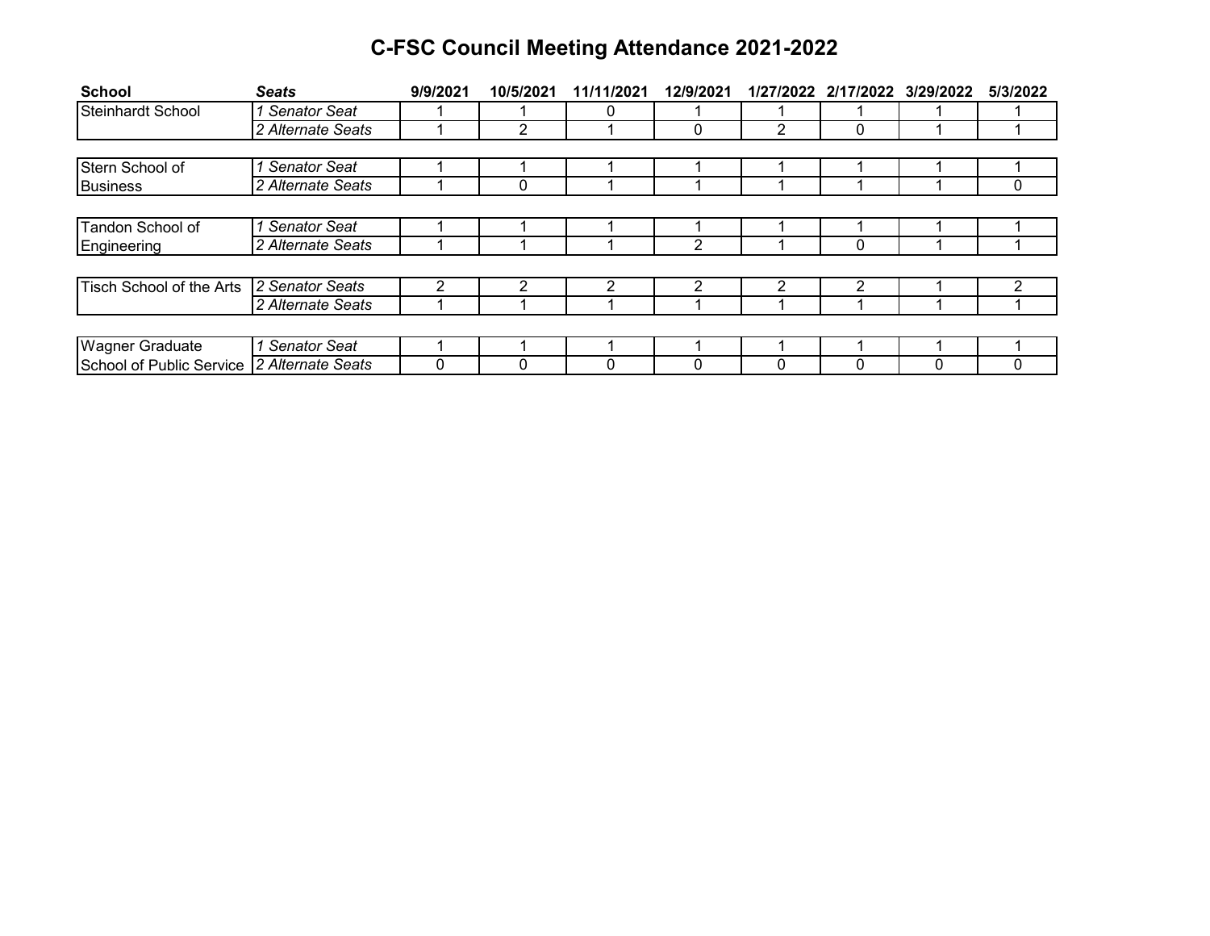# C-FSC Council Meeting Attendance 2021-2022

| School | Seats | 9/9/2021 | 10/5/2021 | 11/11/2021 | 12/9/2021 | 1/27/2022 | 2/17/2022 | 3/29/2022 | 5/3/2022 |
|---|---|---|---|---|---|---|---|---|---|
| Steinhardt School | *1 Senator Seat* | 1 | 1 | 0 | 1 | 1 | 1 | 1 | 1 |
| | *2 Alternate Seats* | 1 | 2 | 1 | 0 | 2 | 0 | 1 | 1 |
| Stern School of Business | *1 Senator Seat* | 1 | 1 | 1 | 1 | 1 | 1 | 1 | 1 |
| | *2 Alternate Seats* | 1 | 0 | 1 | 1 | 1 | 1 | 1 | 0 |
| Tandon School of Engineering | *1 Senator Seat* | 1 | 1 | 1 | 1 | 1 | 1 | 1 | 1 |
| | *2 Alternate Seats* | 1 | 1 | 1 | 2 | 1 | 0 | 1 | 1 |
| Tisch School of the Arts | *2 Senator Seats* | 2 | 2 | 2 | 2 | 2 | 2 | 1 | 2 |
| | *2 Alternate Seats* | 1 | 1 | 1 | 1 | 1 | 1 | 1 | 1 |
| Wagner Graduate School of Public Service | *1 Senator Seat* | 1 | 1 | 1 | 1 | 1 | 1 | 1 | 1 |
| | *2 Alternate Seats* | 0 | 0 | 0 | 0 | 0 | 0 | 0 | 0 |